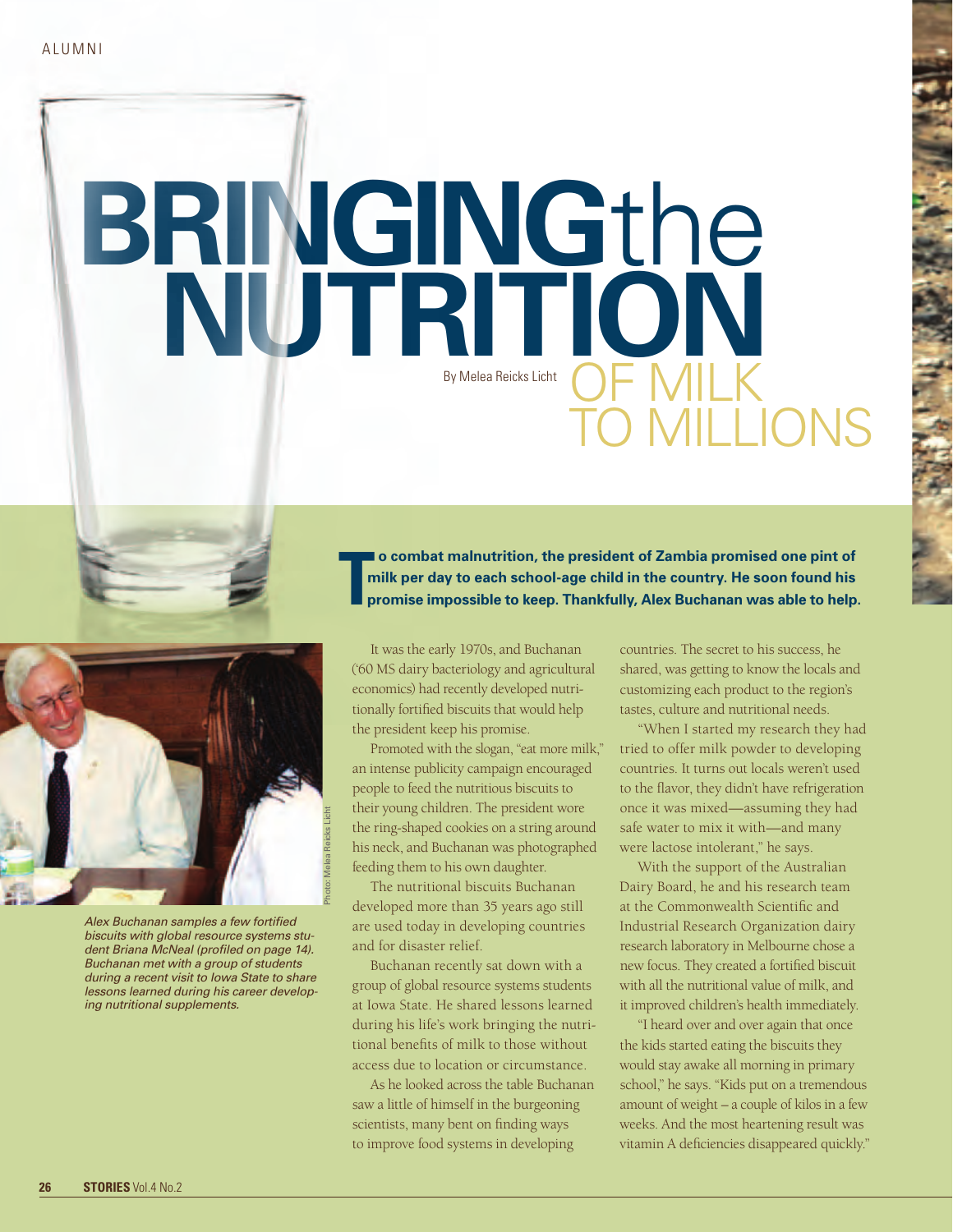# BRINGING the NUTRITION OF MILK TO MILLIONS

By Melea Reicks Licht

**To combat malnutrition, the president of Zambia promised one pint of milk per day to each school-age child in the country. He soon found his promise impossible to keep. Thankfully, Alex Buchanan was able to help.**

*Alex Buchanan samples a few fortified biscuits with global resource systems student Briana McNeal (profiled on page 14). Buchanan met with a group of students during a recent visit to Iowa State to share lessons learned during his career developing nutritional supplements.*

Photo: Melea Reicks Licht

It was the early 1970s, and Buchanan ('60 MS dairy bacteriology and agricultural economics) had recently developed nutritionally fortified biscuits that would help the president keep his promise.

Promoted with the slogan, "eat more milk," an intense publicity campaign encouraged people to feed the nutritious biscuits to their young children. The president wore the ring-shaped cookies on a string around his neck, and Buchanan was photographed feeding them to his own daughter.

The nutritional biscuits Buchanan developed more than 35 years ago still are used today in developing countries and for disaster relief.

Buchanan recently sat down with a group of global resource systems students at Iowa State. He shared lessons learned during his life's work bringing the nutritional benefits of milk to those without access due to location or circumstance.

As he looked across the table Buchanan saw a little of himself in the burgeoning scientists, many bent on finding ways to improve food systems in developing countries. The secret to his success, he shared, was getting to know the locals and customizing each product to the region's tastes, culture and nutritional needs.

"When I started my research they had tried to offer milk powder to developing countries. It turns out locals weren't used to the flavor, they didn't have refrigeration once it was mixed—assuming they had safe water to mix it with—and many were lactose intolerant," he says.

With the support of the Australian Dairy Board, he and his research team at the Commonwealth Scientific and Industrial Research Organization dairy research laboratory in Melbourne chose a new focus. They created a fortified biscuit with all the nutritional value of milk, and it improved children's health immediately.

"I heard over and over again that once the kids started eating the biscuits they would stay awake all morning in primary school," he says. "Kids put on a tremendous amount of weight – a couple of kilos in a few weeks. And the most heartening result was vitamin A deficiencies disappeared quickly."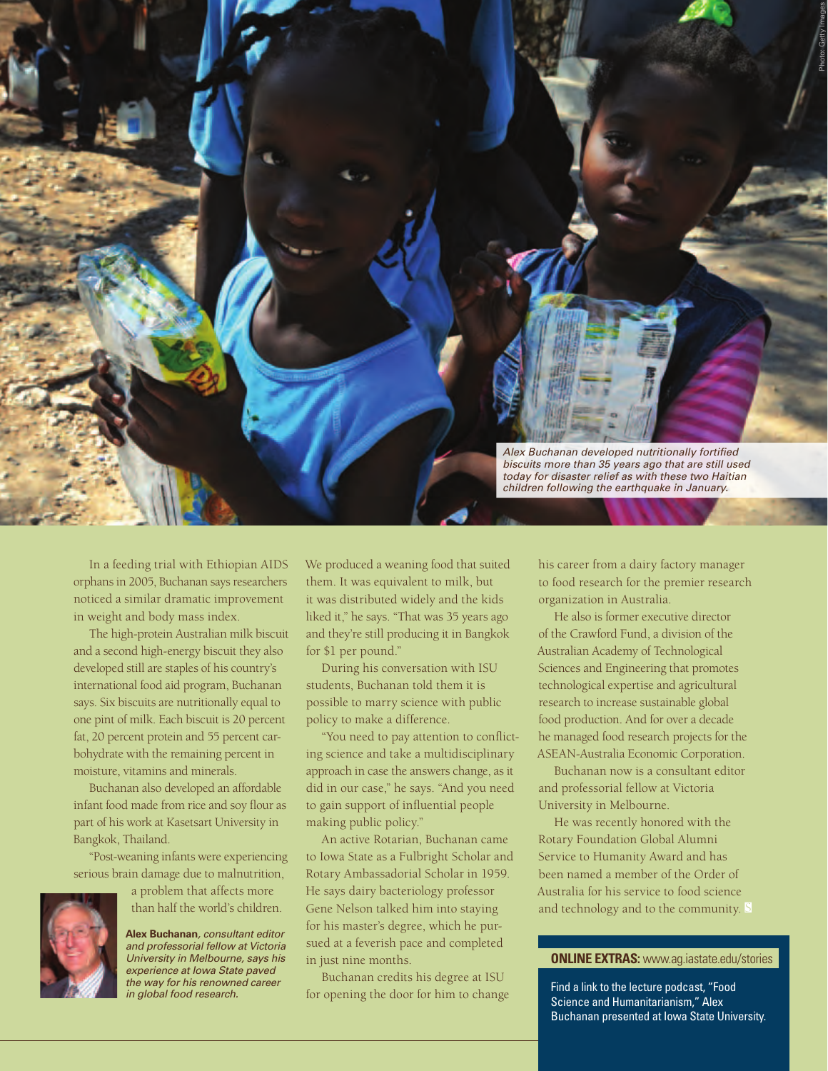Alex Buchanan developed nutritionally fortified biscuits more than 35 years ago that are still used today for disaster relief as with these two Haitian children following the earthquake in January.

Photo: Getty Images

In a feeding trial with Ethiopian AIDS orphans in 2005, Buchanan says researchers noticed a similar dramatic improvement in weight and body mass index.

The high-protein Australian milk biscuit and a second high-energy biscuit they also developed still are staples of his country's international food aid program, Buchanan says. Six biscuits are nutritionally equal to one pint of milk. Each biscuit is 20 percent fat, 20 percent protein and 55 percent carbohydrate with the remaining percent in moisture, vitamins and minerals.

Buchanan also developed an affordable infant food made from rice and soy flour as part of his work at Kasetsart University in Bangkok, Thailand.

"Post-weaning infants were experiencing serious brain damage due to malnutrition, a problem that affects more than half the world's children. We produced a weaning food that suited them. It was equivalent to milk, but it was distributed widely and the kids liked it," he says. "That was 35 years ago and they're still producing it in Bangkok for $1 per pound."

**Alex Buchanan**, *consultant editor and professorial fellow at Victoria University in Melbourne, says his experience at Iowa State paved the way for his renowned career in global food research.*

During his conversation with ISU students, Buchanan told them it is possible to marry science with public policy to make a difference.

"You need to pay attention to conflicting science and take a multidisciplinary approach in case the answers change, as it did in our case," he says. "And you need to gain support of influential people making public policy."

An active Rotarian, Buchanan came to Iowa State as a Fulbright Scholar and Rotary Ambassadorial Scholar in 1959. He says dairy bacteriology professor Gene Nelson talked him into staying for his master's degree, which he pursued at a feverish pace and completed in just nine months.

Buchanan credits his degree at ISU for opening the door for him to change his career from a dairy factory manager to food research for the premier research organization in Australia.

He also is former executive director of the Crawford Fund, a division of the Australian Academy of Technological Sciences and Engineering that promotes technological expertise and agricultural research to increase sustainable global food production. And for over a decade he managed food research projects for the ASEAN-Australia Economic Corporation.

Buchanan now is a consultant editor and professorial fellow at Victoria University in Melbourne.

He was recently honored with the Rotary Foundation Global Alumni Service to Humanity Award and has been named a member of the Order of Australia for his service to food science and technology and to the community.

**ONLINE EXTRAS:** www.ag.iastate.edu/stories

Find a link to the lecture podcast, "Food Science and Humanitarianism," Alex Buchanan presented at Iowa State University.